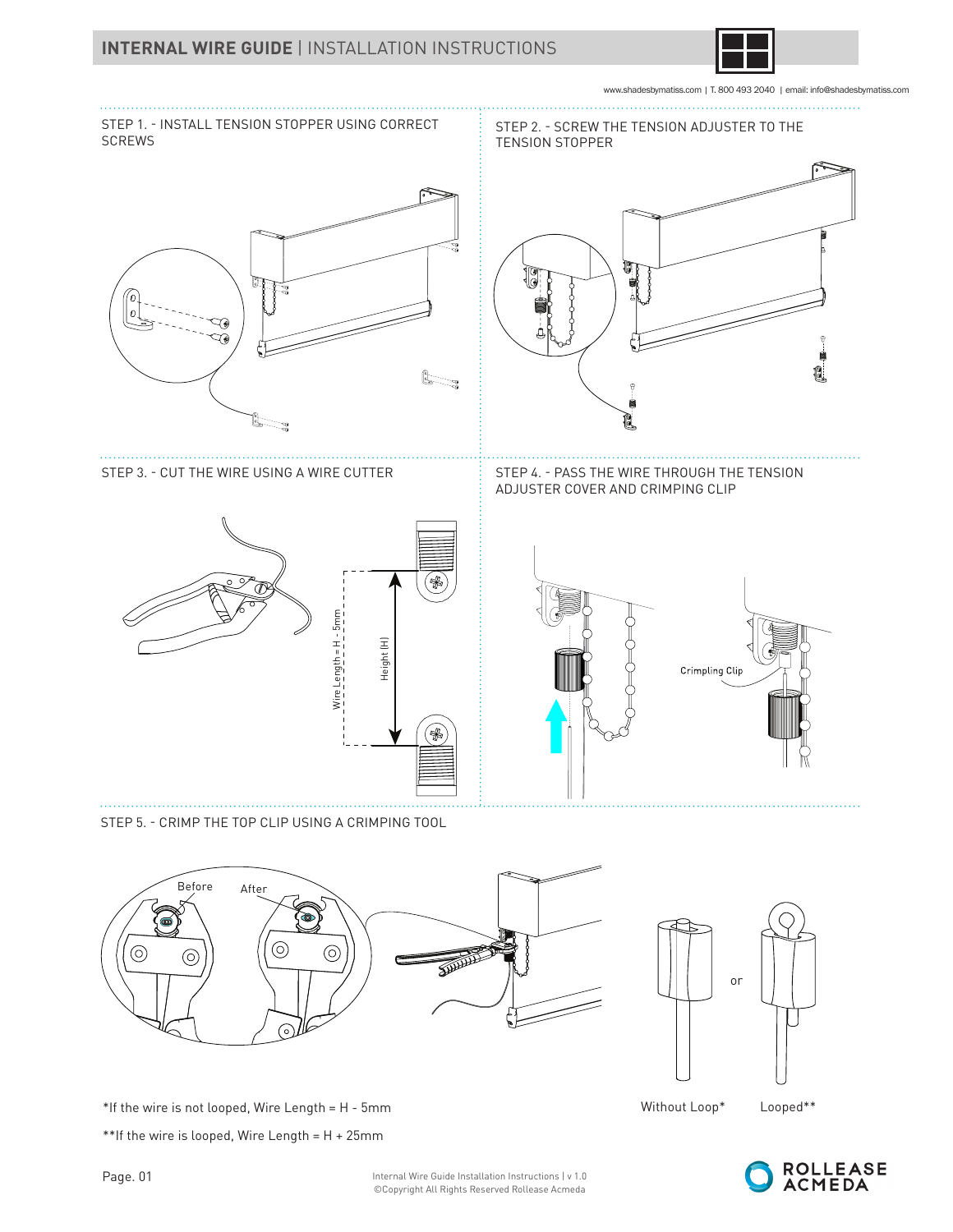# INTERNAL WIRE GUIDE | INSTALLATION INSTRUCTIONS

www.shadesbymatiss.com | T. 800 493 2040 | email: info@shadesbymatiss.com

STEP 1. - INSTALL TENSION STOPPER USING CORRECT SCREWS

STEP 2. - SCREW THE TENSION ADJUSTER TO THE TENSION STOPPER

STEP 3. - CUT THE WIRE USING A WIRE CUTTER

Wire Length = H - 5mm

Height (H)

STEP 4. - PASS THE WIRE THROUGH THE TENSION ADJUSTER COVER AND CRIMPING CLIP

Crimping Clip

STEP 5. - CRIMP THE TOP CLIP USING A CRIMPING TOOL

Before

After

or

Without Loop*

Looped**

*If the wire is not looped, Wire Length = H - 5mm

**If the wire is looped, Wire Length = H + 25mm

Internal Wire Guide Installation Instructions | v 1.0
©Copyright All Rights Reserved Rollease Acmeda

ROLLEASE ACMEDA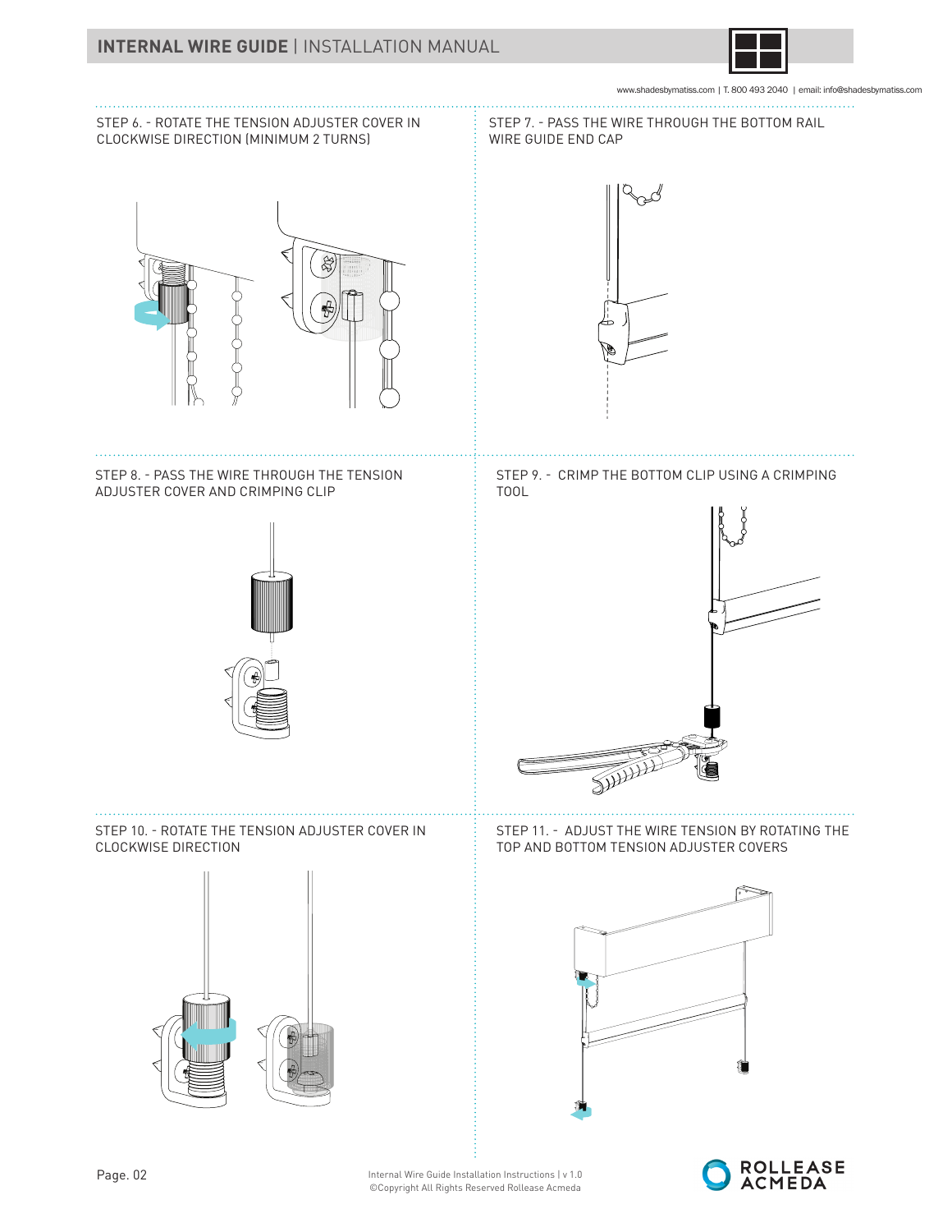STEP 6. - ROTATE THE TENSION ADJUSTER COVER IN CLOCKWISE DIRECTION (MINIMUM 2 TURNS)

STEP 7. - PASS THE WIRE THROUGH THE BOTTOM RAIL WIRE GUIDE END CAP

STEP 8. - PASS THE WIRE THROUGH THE TENSION ADJUSTER COVER AND CRIMPING CLIP

STEP 9. - CRIMP THE BOTTOM CLIP USING A CRIMPING TOOL

STEP 10. - ROTATE THE TENSION ADJUSTER COVER IN CLOCKWISE DIRECTION

STEP 11. - ADJUST THE WIRE TENSION BY ROTATING THE TOP AND BOTTOM TENSION ADJUSTER COVERS